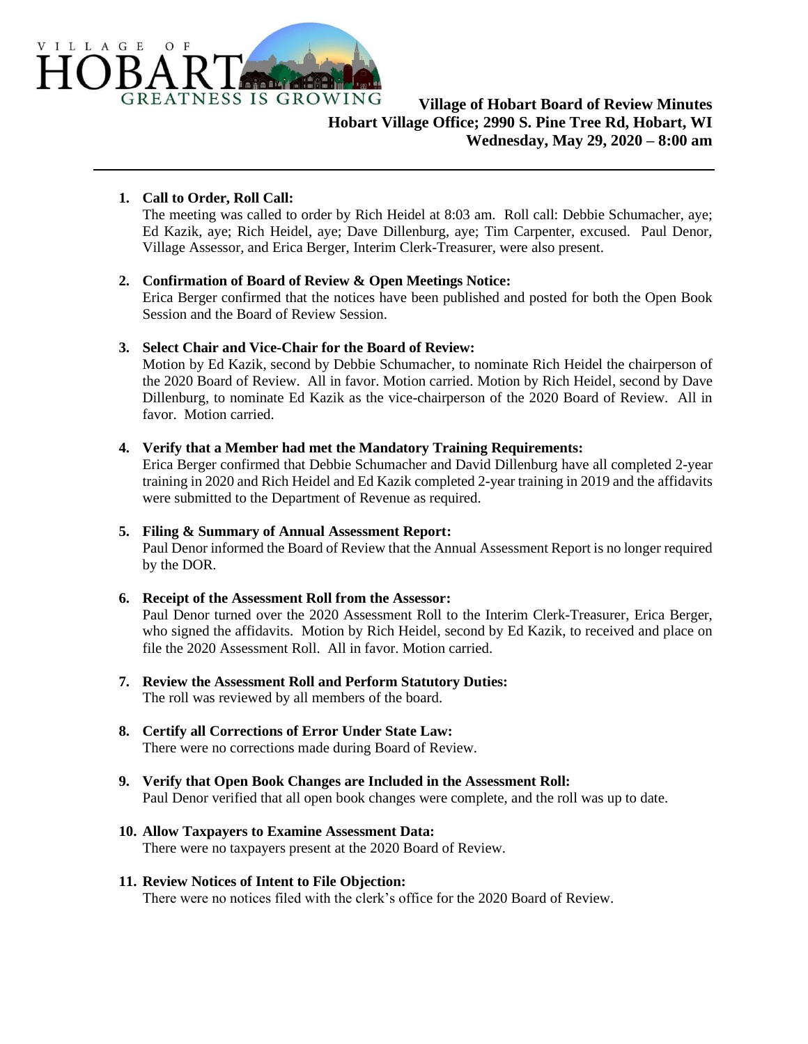VILLAGE OF HOBART GREATNESS IS GROWING

**Village of Hobart Board of Review Minutes**
**Hobart Village Office; 2990 S. Pine Tree Rd, Hobart, WI**
**Wednesday, May 29, 2020 – 8:00 am**

---

1. **Call to Order, Roll Call:**
   The meeting was called to order by Rich Heidel at 8:03 am. Roll call: Debbie Schumacher, aye; Ed Kazik, aye; Rich Heidel, aye; Dave Dillenburg, aye; Tim Carpenter, excused. Paul Denor, Village Assessor, and Erica Berger, Interim Clerk-Treasurer, were also present.

2. **Confirmation of Board of Review & Open Meetings Notice:**
   Erica Berger confirmed that the notices have been published and posted for both the Open Book Session and the Board of Review Session.

3. **Select Chair and Vice-Chair for the Board of Review:**
   Motion by Ed Kazik, second by Debbie Schumacher, to nominate Rich Heidel the chairperson of the 2020 Board of Review. All in favor. Motion carried. Motion by Rich Heidel, second by Dave Dillenburg, to nominate Ed Kazik as the vice-chairperson of the 2020 Board of Review. All in favor. Motion carried.

4. **Verify that a Member had met the Mandatory Training Requirements:**
   Erica Berger confirmed that Debbie Schumacher and David Dillenburg have all completed 2-year training in 2020 and Rich Heidel and Ed Kazik completed 2-year training in 2019 and the affidavits were submitted to the Department of Revenue as required.

5. **Filing & Summary of Annual Assessment Report:**
   Paul Denor informed the Board of Review that the Annual Assessment Report is no longer required by the DOR.

6. **Receipt of the Assessment Roll from the Assessor:**
   Paul Denor turned over the 2020 Assessment Roll to the Interim Clerk-Treasurer, Erica Berger, who signed the affidavits. Motion by Rich Heidel, second by Ed Kazik, to received and place on file the 2020 Assessment Roll. All in favor. Motion carried.

7. **Review the Assessment Roll and Perform Statutory Duties:**
   The roll was reviewed by all members of the board.

8. **Certify all Corrections of Error Under State Law:**
   There were no corrections made during Board of Review.

9. **Verify that Open Book Changes are Included in the Assessment Roll:**
   Paul Denor verified that all open book changes were complete, and the roll was up to date.

10. **Allow Taxpayers to Examine Assessment Data:**
    There were no taxpayers present at the 2020 Board of Review.

11. **Review Notices of Intent to File Objection:**
    There were no notices filed with the clerk's office for the 2020 Board of Review.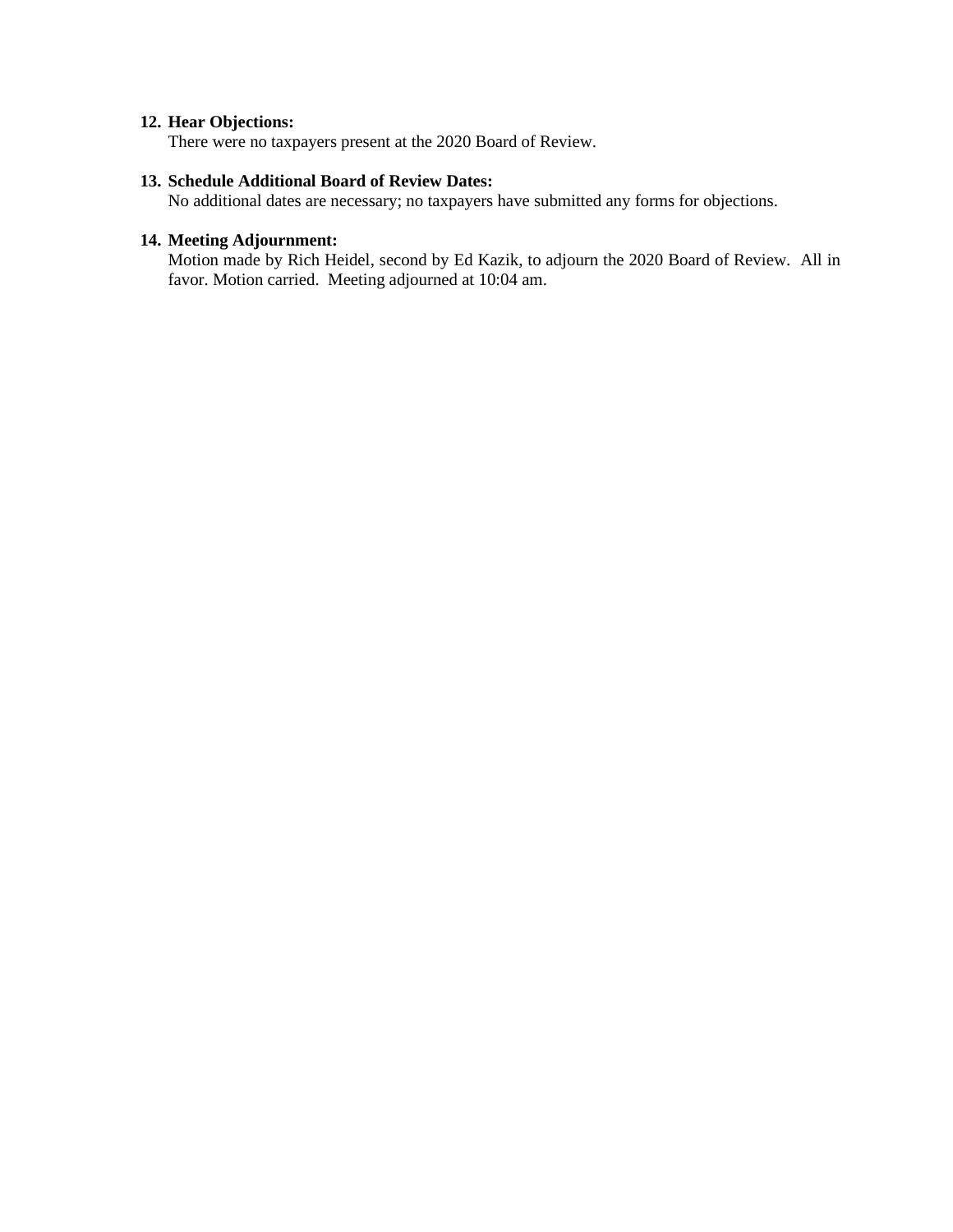12. **Hear Objections:**
    There were no taxpayers present at the 2020 Board of Review.

13. **Schedule Additional Board of Review Dates:**
    No additional dates are necessary; no taxpayers have submitted any forms for objections.

14. **Meeting Adjournment:**
    Motion made by Rich Heidel, second by Ed Kazik, to adjourn the 2020 Board of Review. All in favor. Motion carried. Meeting adjourned at 10:04 am.